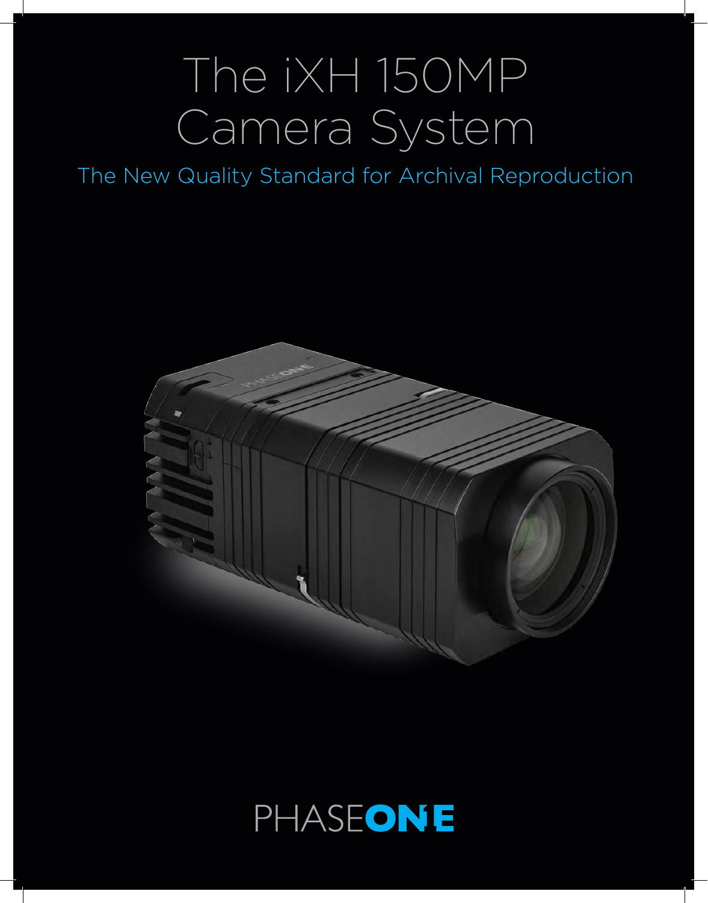# The iXH 150MP Camera System

## The New Quality Standard for Archival Reproduction

PHASEONE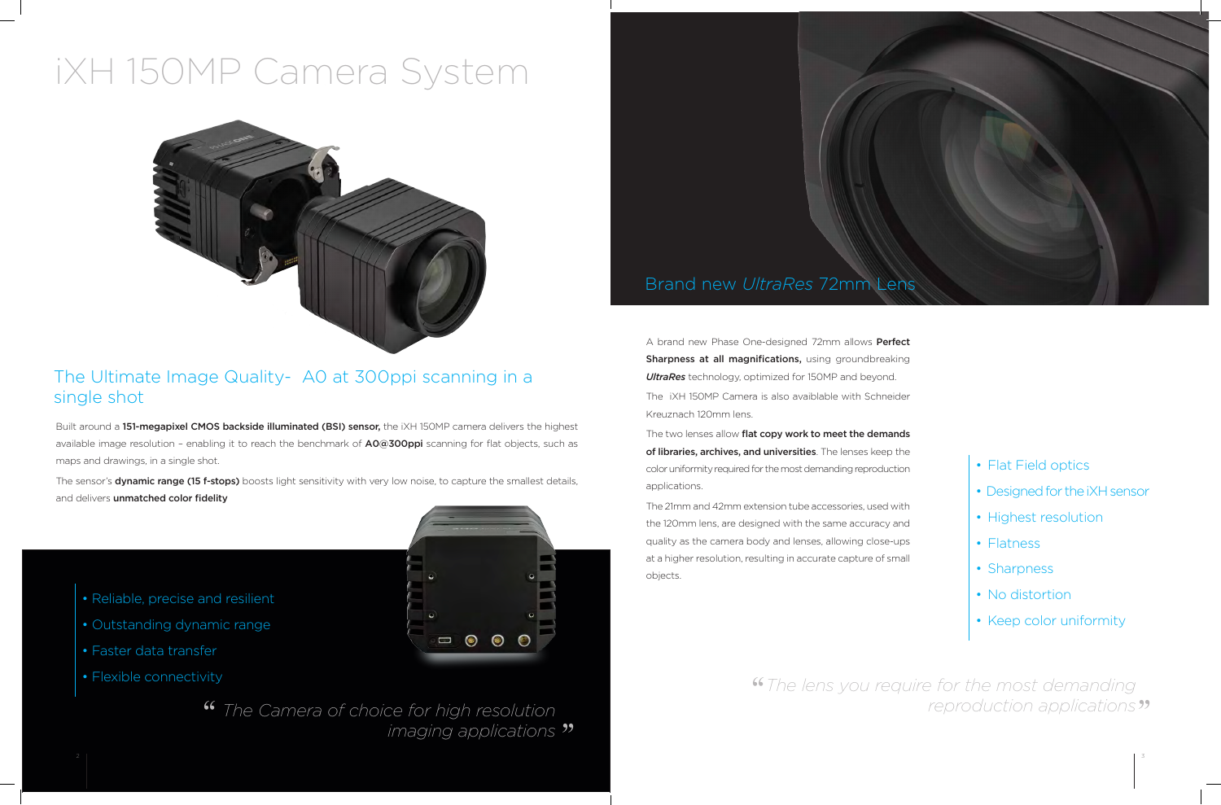# iXH 150MP Camera System

## The Ultimate Image Quality- A0 at 300ppi scanning in a single shot

Built around a **151-megapixel CMOS backside illuminated (BSI) sensor,** the iXH 150MP camera delivers the highest available image resolution – enabling it to reach the benchmark of **A0@300ppi** scanning for flat objects, such as maps and drawings, in a single shot.

The sensor's **dynamic range (15 f-stops)** boosts light sensitivity with very low noise, to capture the smallest details, and delivers **unmatched color fidelity**

- Reliable, precise and resilient
- Outstanding dynamic range
- Faster data transfer
- Flexible connectivity

*"The Camera of choice for high resolution imaging applications"*

## Brand new *UltraRes* 72mm Lens

A brand new Phase One-designed 72mm allows **Perfect Sharpness at all magnifications,** using groundbreaking ***UltraRes*** technology, optimized for 150MP and beyond.

The iXH 150MP Camera is also avaiblable with Schneider Kreuznach 120mm lens.

The two lenses allow **flat copy work to meet the demands of libraries, archives, and universities**. The lenses keep the color uniformity required for the most demanding reproduction applications.

The 21mm and 42mm extension tube accessories, used with the 120mm lens, are designed with the same accuracy and quality as the camera body and lenses, allowing close-ups at a higher resolution, resulting in accurate capture of small objects.

- Flat Field optics
- Designed for the iXH sensor
- Highest resolution
- Flatness
- Sharpness
- No distortion
- Keep color uniformity

*"The lens you require for the most demanding reproduction applications"*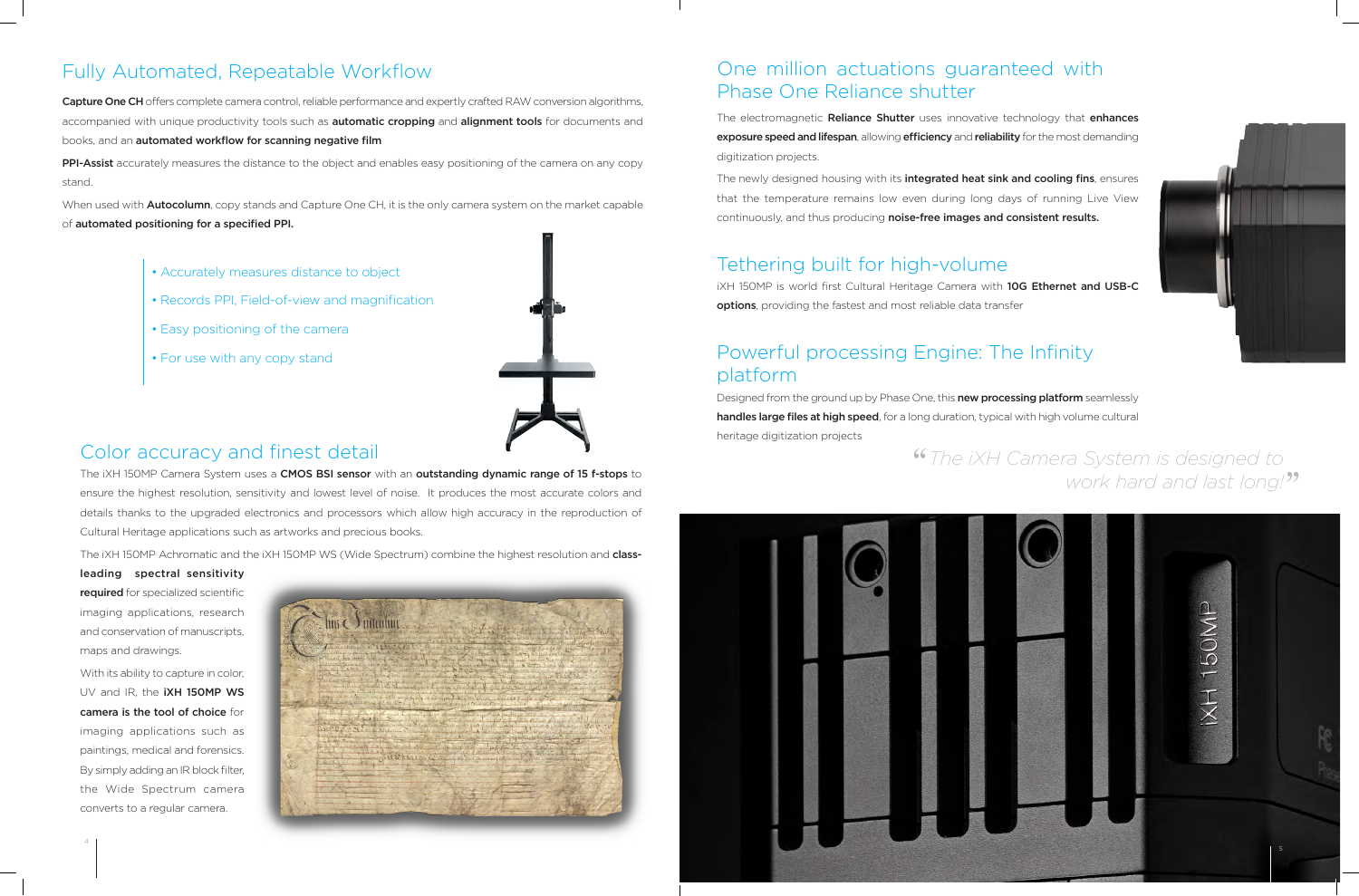## Fully Automated, Repeatable Workflow

**Capture One CH** offers complete camera control, reliable performance and expertly crafted RAW conversion algorithms, accompanied with unique productivity tools such as **automatic cropping** and **alignment tools** for documents and books, and an **automated workflow for scanning negative film**

**PPI-Assist** accurately measures the distance to the object and enables easy positioning of the camera on any copy stand.

When used with **Autocolumn**, copy stands and Capture One CH, it is the only camera system on the market capable of **automated positioning for a specified PPI.**

- Accurately measures distance to object
- Records PPI, Field-of-view and magnification
- Easy positioning of the camera
- For use with any copy stand

## Color accuracy and finest detail

The iXH 150MP Camera System uses a **CMOS BSI sensor** with an **outstanding dynamic range of 15 f-stops** to ensure the highest resolution, sensitivity and lowest level of noise. It produces the most accurate colors and details thanks to the upgraded electronics and processors which allow high accuracy in the reproduction of Cultural Heritage applications such as artworks and precious books.

The iXH 150MP Achromatic and the iXH 150MP WS (Wide Spectrum) combine the highest resolution and **class-leading spectral sensitivity required** for specialized scientific imaging applications, research and conservation of manuscripts, maps and drawings.

With its ability to capture in color, UV and IR, the **iXH 150MP WS camera is the tool of choice** for imaging applications such as paintings, medical and forensics. By simply adding an IR block filter, the Wide Spectrum camera converts to a regular camera.

## One million actuations guaranteed with Phase One Reliance shutter

The electromagnetic **Reliance Shutter** uses innovative technology that **enhances exposure speed and lifespan**, allowing **efficiency** and **reliability** for the most demanding digitization projects.

The newly designed housing with its **integrated heat sink and cooling fins**, ensures that the temperature remains low even during long days of running Live View continuously, and thus producing **noise-free images and consistent results.**

## Tethering built for high-volume

iXH 150MP is world first Cultural Heritage Camera with **10G Ethernet and USB-C options**, providing the fastest and most reliable data transfer

## Powerful processing Engine: The Infinity platform

Designed from the ground up by Phase One, this **new processing platform** seamlessly **handles large files at high speed**, for a long duration, typical with high volume cultural heritage digitization projects

*"The iXH Camera System is designed to work hard and last long!"*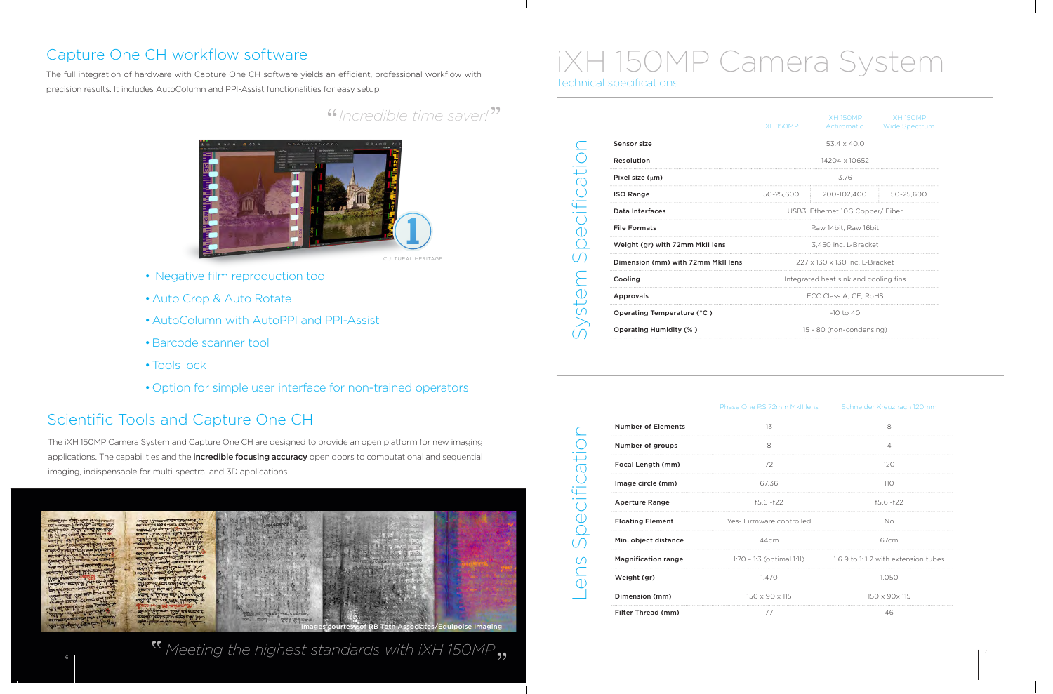## Capture One CH workflow software

The full integration of hardware with Capture One CH software yields an efficient, professional workflow with precision results. It includes AutoColumn and PPI-Assist functionalities for easy setup.

*"Incredible time saver!"*

- Negative film reproduction tool
- Auto Crop & Auto Rotate
- AutoColumn with AutoPPI and PPI-Assist
- Barcode scanner tool
- Tools lock
- Option for simple user interface for non-trained operators

## Scientific Tools and Capture One CH

The iXH 150MP Camera System and Capture One CH are designed to provide an open platform for new imaging applications. The capabilities and the **incredible focusing accuracy** open doors to computational and sequential imaging, indispensable for multi-spectral and 3D applications.

Images courtesy of RB Toth Associates/Equipoise Imaging

*"Meeting the highest standards with iXH 150MP"*

# iXH 150MP Camera System

Technical specifications

## System Specification

| | iXH 150MP | iXH 150MP Achromatic | iXH 150MP Wide Spectrum |
|---|---|---|---|
| **Sensor size** | 53.4 x 40.0 | | |
| **Resolution** | 14204 x 10652 | | |
| **Pixel size (μm)** | 3.76 | | |
| **ISO Range** | 50-25,600 | 200-102,400 | 50-25,600 |
| **Data Interfaces** | USB3, Ethernet 10G Copper/ Fiber | | |
| **File Formats** | Raw 14bit, Raw 16bit | | |
| **Weight (gr) with 72mm MkII lens** | 3,450 inc. L-Bracket | | |
| **Dimension (mm) with 72mm MkII lens** | 227 x 130 x 130 inc. L-Bracket | | |
| **Cooling** | Integrated heat sink and cooling fins | | |
| **Approvals** | FCC Class A, CE, RoHS | | |
| **Operating Temperature (°C )** | -10 to 40 | | |
| **Operating Humidity (% )** | 15 - 80 (non-condensing) | | |

## Lens Specification

| | Phase One RS 72mm MkII lens | Schneider Kreuznach 120mm |
|---|---|---|
| **Number of Elements** | 13 | 8 |
| **Number of groups** | 8 | 4 |
| **Focal Length (mm)** | 72 | 120 |
| **Image circle (mm)** | 67.36 | 110 |
| **Aperture Range** | f5.6 -f22 | f5.6 -f22 |
| **Floating Element** | Yes- Firmware controlled | No |
| **Min. object distance** | 44cm | 67cm |
| **Magnification range** | 1:70 – 1:3 (optimal 1:11) | 1:6.9 to 1:1.2 with extension tubes |
| **Weight (gr)** | 1,470 | 1,050 |
| **Dimension (mm)** | 150 x 90 x 115 | 150 x 90x 115 |
| **Filter Thread (mm)** | 77 | 46 |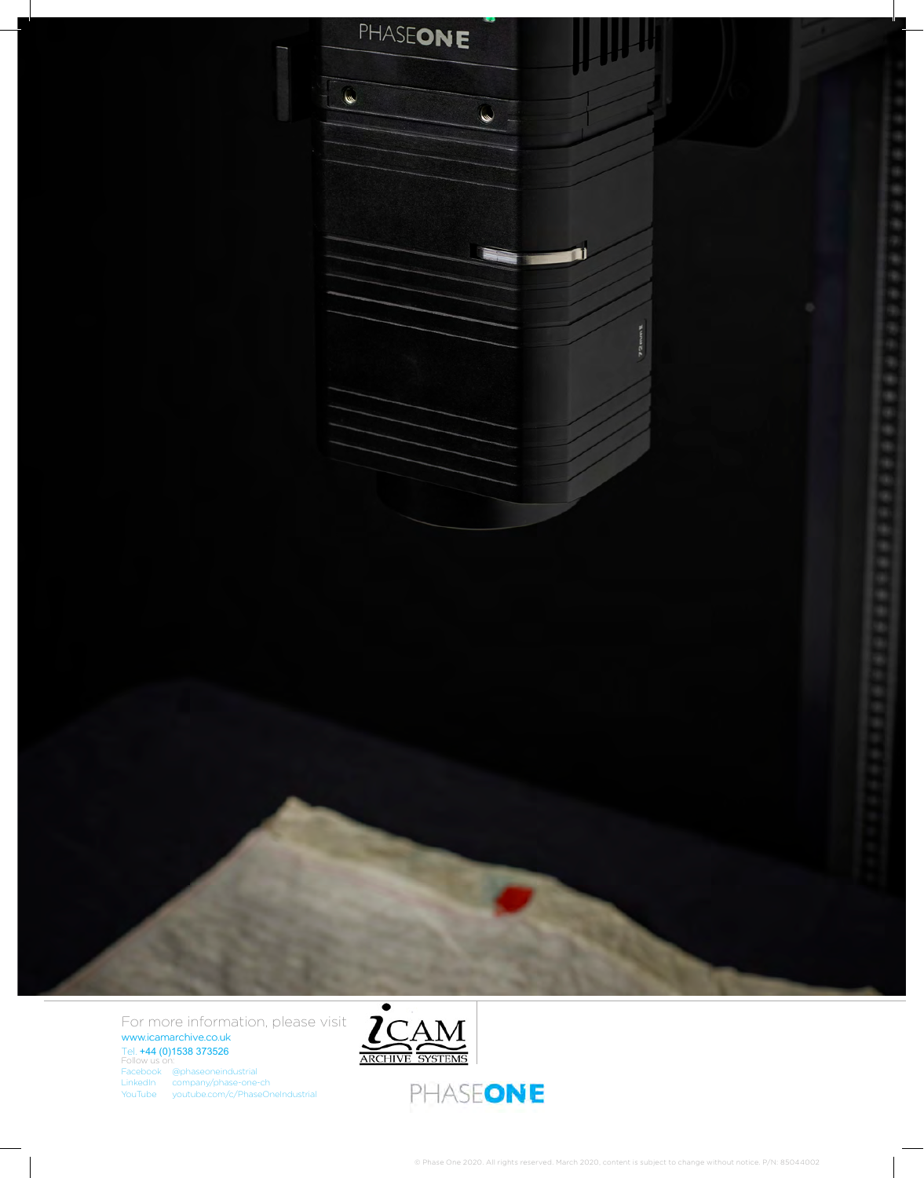For more information, please visit
www.icamarchive.co.uk
Tel: +44 (0)1538 373526
Follow us on:
Facebook @phaseoneindustrial
LinkedIn company/phase-one-ch
YouTube youtube.com/c/PhaseOneIndustrial

iCAM ARCHIVE SYSTEMS

PHASEONE

© Phase One 2020. All rights reserved. March 2020, content is subject to change without notice. P/N: 85044002